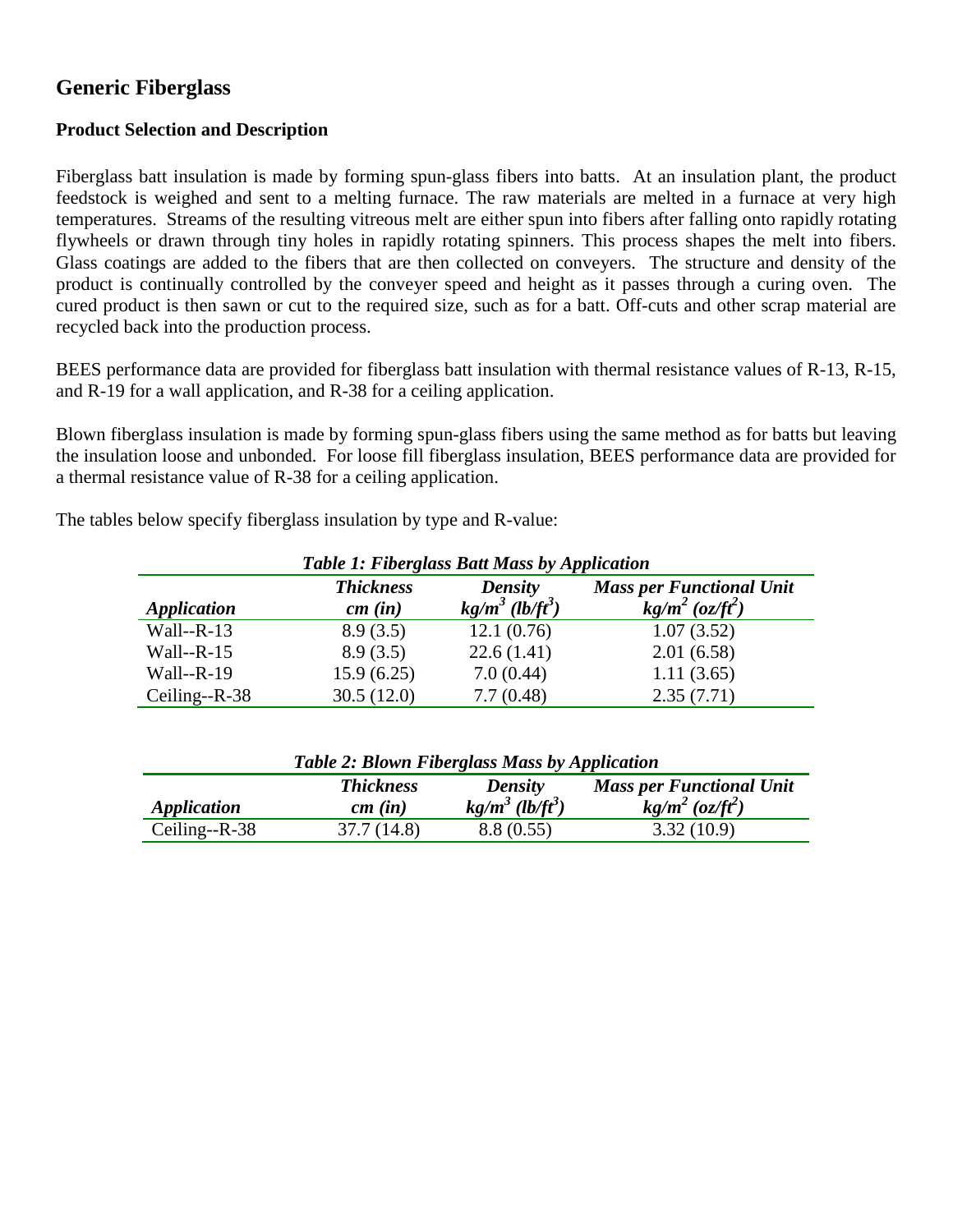## Generic Fiberglass

### Product Selection and Description

Fiberglass batt insulation is made by forming spun-glass fibers into batts. At an insulation plant, the product feedstock is weighed and sent to a melting furnace. The raw materials are melted in a furnace at very high temperatures. Streams of the resulting vitreous melt are either spun into fibers after falling onto rapidly rotating flywheels or drawn through tiny holes in rapidly rotating spinners. This process shapes the melt into fibers. Glass coatings are added to the fibers that are then collected on conveyers. The structure and density of the product is continually controlled by the conveyer speed and height as it passes through a curing oven. The cured product is then sawn or cut to the required size, such as for a batt. Off-cuts and other scrap material are recycled back into the production process.

BEES performance data are provided for fiberglass batt insulation with thermal resistance values of R-13, R-15, and R-19 for a wall application, and R-38 for a ceiling application.

Blown fiberglass insulation is made by forming spun-glass fibers using the same method as for batts but leaving the insulation loose and unbonded. For loose fill fiberglass insulation, BEES performance data are provided for a thermal resistance value of R-38 for a ceiling application.

The tables below specify fiberglass insulation by type and R-value:

***Table 1: Fiberglass Batt Mass by Application***

| *Application* | *Thickness cm (in)* | *Density $kg/m^3$ ($lb/ft^3$)* | *Mass per Functional Unit $kg/m^2$ ($oz/ft^2$)* |
|---|---|---|---|
| Wall--R-13 | 8.9 (3.5) | 12.1 (0.76) | 1.07 (3.52) |
| Wall--R-15 | 8.9 (3.5) | 22.6 (1.41) | 2.01 (6.58) |
| Wall--R-19 | 15.9 (6.25) | 7.0 (0.44) | 1.11 (3.65) |
| Ceiling--R-38 | 30.5 (12.0) | 7.7 (0.48) | 2.35 (7.71) |

***Table 2: Blown Fiberglass Mass by Application***

| *Application* | *Thickness cm (in)* | *Density $kg/m^3$ ($lb/ft^3$)* | *Mass per Functional Unit $kg/m^2$ ($oz/ft^2$)* |
|---|---|---|---|
| Ceiling--R-38 | 37.7 (14.8) | 8.8 (0.55) | 3.32 (10.9) |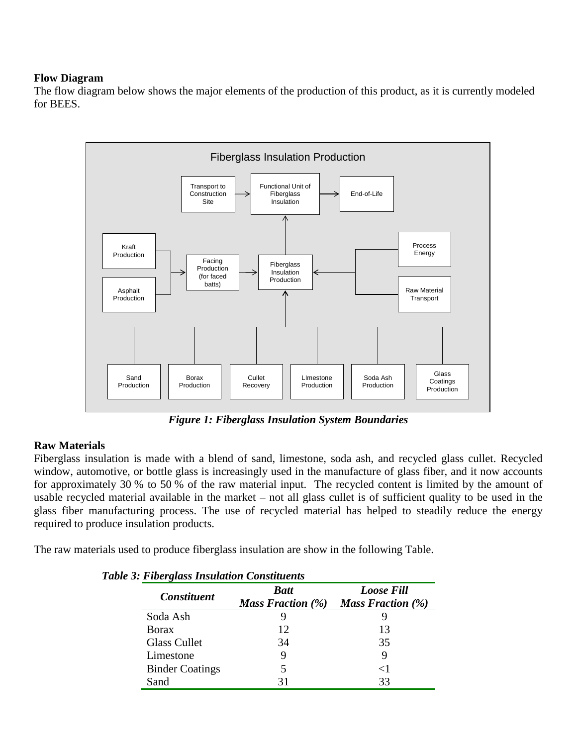**Flow Diagram**

The flow diagram below shows the major elements of the production of this product, as it is currently modeled for BEES.

*Figure 1: Fiberglass Insulation System Boundaries*

**Raw Materials**

Fiberglass insulation is made with a blend of sand, limestone, soda ash, and recycled glass cullet. Recycled window, automotive, or bottle glass is increasingly used in the manufacture of glass fiber, and it now accounts for approximately 30 % to 50 % of the raw material input. The recycled content is limited by the amount of usable recycled material available in the market – not all glass cullet is of sufficient quality to be used in the glass fiber manufacturing process. The use of recycled material has helped to steadily reduce the energy required to produce insulation products.

The raw materials used to produce fiberglass insulation are show in the following Table.

*Table 3: Fiberglass Insulation Constituents*

| *Constituent* | *Batt Mass Fraction (%)* | *Loose Fill Mass Fraction (%)* |
|---|---|---|
| Soda Ash | 9 | 9 |
| Borax | 12 | 13 |
| Glass Cullet | 34 | 35 |
| Limestone | 9 | 9 |
| Binder Coatings | 5 | <1 |
| Sand | 31 | 33 |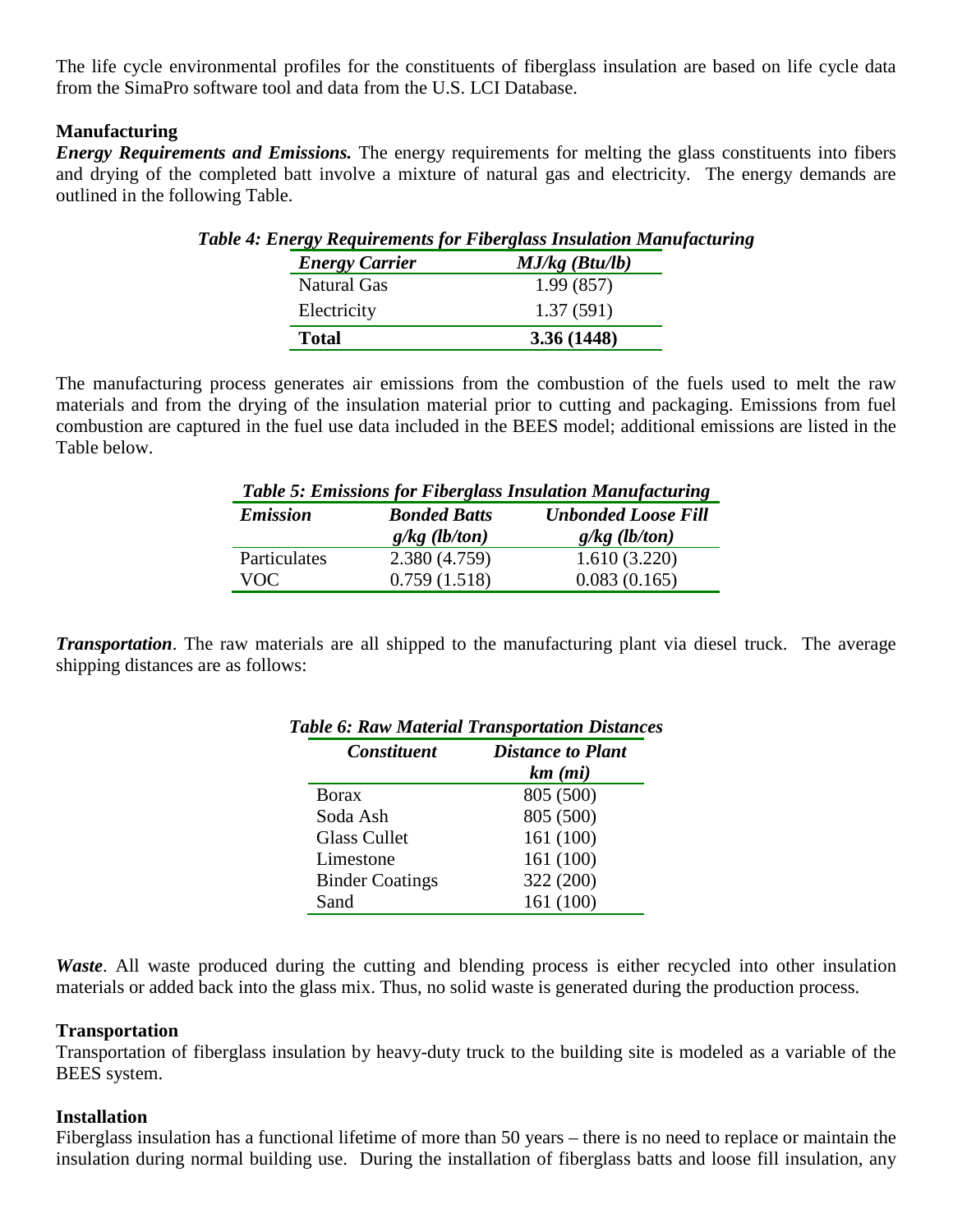The life cycle environmental profiles for the constituents of fiberglass insulation are based on life cycle data from the SimaPro software tool and data from the U.S. LCI Database.

### Manufacturing

***Energy Requirements and Emissions.*** The energy requirements for melting the glass constituents into fibers and drying of the completed batt involve a mixture of natural gas and electricity. The energy demands are outlined in the following Table.

***Table 4: Energy Requirements for Fiberglass Insulation Manufacturing***

| *Energy Carrier* | *MJ/kg (Btu/lb)* |
| --- | --- |
| Natural Gas | 1.99 (857) |
| Electricity | 1.37 (591) |
| **Total** | **3.36 (1448)** |

The manufacturing process generates air emissions from the combustion of the fuels used to melt the raw materials and from the drying of the insulation material prior to cutting and packaging. Emissions from fuel combustion are captured in the fuel use data included in the BEES model; additional emissions are listed in the Table below.

***Table 5: Emissions for Fiberglass Insulation Manufacturing***

| *Emission* | *Bonded Batts g/kg (lb/ton)* | *Unbonded Loose Fill g/kg (lb/ton)* |
| --- | --- | --- |
| Particulates | 2.380 (4.759) | 1.610 (3.220) |
| VOC | 0.759 (1.518) | 0.083 (0.165) |

***Transportation***. The raw materials are all shipped to the manufacturing plant via diesel truck. The average shipping distances are as follows:

***Table 6: Raw Material Transportation Distances***

| *Constituent* | *Distance to Plant km (mi)* |
| --- | --- |
| Borax | 805 (500) |
| Soda Ash | 805 (500) |
| Glass Cullet | 161 (100) |
| Limestone | 161 (100) |
| Binder Coatings | 322 (200) |
| Sand | 161 (100) |

***Waste***. All waste produced during the cutting and blending process is either recycled into other insulation materials or added back into the glass mix. Thus, no solid waste is generated during the production process.

### Transportation

Transportation of fiberglass insulation by heavy-duty truck to the building site is modeled as a variable of the BEES system.

### Installation

Fiberglass insulation has a functional lifetime of more than 50 years – there is no need to replace or maintain the insulation during normal building use. During the installation of fiberglass batts and loose fill insulation, any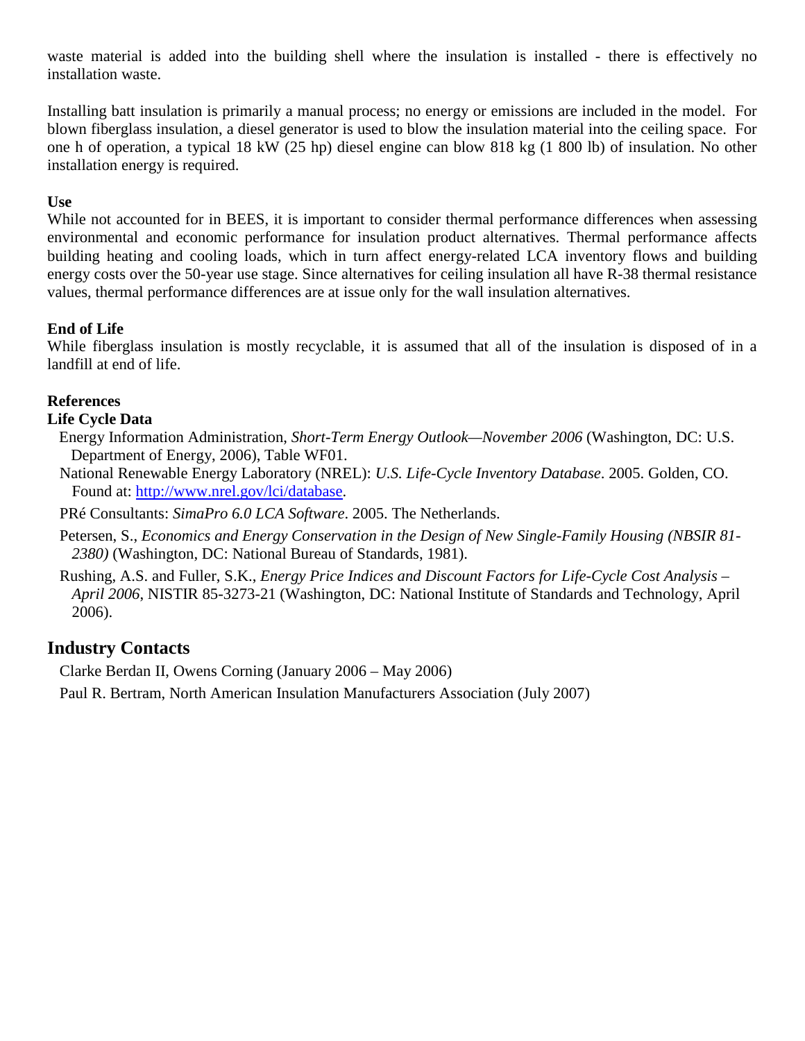waste material is added into the building shell where the insulation is installed - there is effectively no installation waste.

Installing batt insulation is primarily a manual process; no energy or emissions are included in the model. For blown fiberglass insulation, a diesel generator is used to blow the insulation material into the ceiling space. For one h of operation, a typical 18 kW (25 hp) diesel engine can blow 818 kg (1 800 lb) of insulation. No other installation energy is required.

**Use**

While not accounted for in BEES, it is important to consider thermal performance differences when assessing environmental and economic performance for insulation product alternatives. Thermal performance affects building heating and cooling loads, which in turn affect energy-related LCA inventory flows and building energy costs over the 50-year use stage. Since alternatives for ceiling insulation all have R-38 thermal resistance values, thermal performance differences are at issue only for the wall insulation alternatives.

**End of Life**

While fiberglass insulation is mostly recyclable, it is assumed that all of the insulation is disposed of in a landfill at end of life.

**References**

**Life Cycle Data**

Energy Information Administration, *Short-Term Energy Outlook—November 2006* (Washington, DC: U.S. Department of Energy, 2006), Table WF01.

National Renewable Energy Laboratory (NREL): *U.S. Life-Cycle Inventory Database*. 2005. Golden, CO. Found at: http://www.nrel.gov/lci/database.

PRé Consultants: *SimaPro 6.0 LCA Software*. 2005. The Netherlands.

Petersen, S., *Economics and Energy Conservation in the Design of New Single-Family Housing (NBSIR 81-2380)* (Washington, DC: National Bureau of Standards, 1981).

Rushing, A.S. and Fuller, S.K., *Energy Price Indices and Discount Factors for Life-Cycle Cost Analysis – April 2006*, NISTIR 85-3273-21 (Washington, DC: National Institute of Standards and Technology, April 2006).

## Industry Contacts

Clarke Berdan II, Owens Corning (January 2006 – May 2006)

Paul R. Bertram, North American Insulation Manufacturers Association (July 2007)